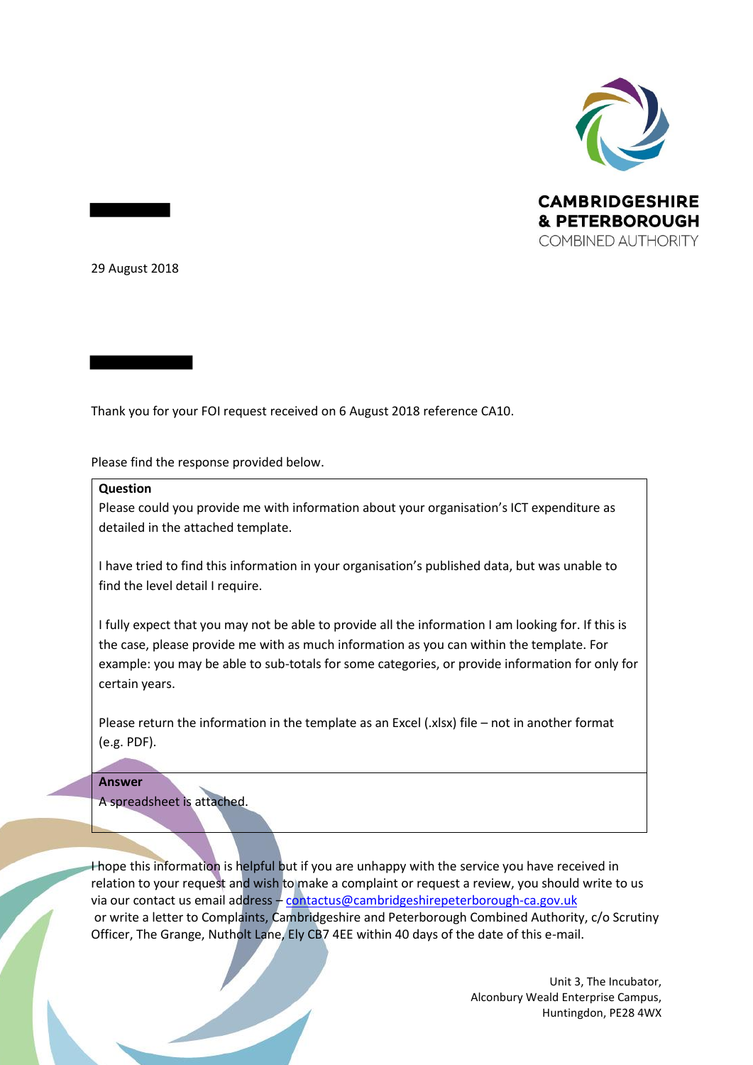CAMBRIDGESHIRE & PETERBOROUGH COMBINED AUTHORITY

29 August 2018

Thank you for your FOI request received on 6 August 2018 reference CA10.

Please find the response provided below.

| **Question** |
|---|
| Please could you provide me with information about your organisation's ICT expenditure as detailed in the attached template.<br><br>I have tried to find this information in your organisation's published data, but was unable to find the level detail I require.<br><br>I fully expect that you may not be able to provide all the information I am looking for. If this is the case, please provide me with as much information as you can within the template. For example: you may be able to sub-totals for some categories, or provide information for only for certain years.<br><br>Please return the information in the template as an Excel (.xlsx) file – not in another format (e.g. PDF). |
| **Answer** |
| A spreadsheet is attached. |

I hope this information is helpful but if you are unhappy with the service you have received in relation to your request and wish to make a complaint or request a review, you should write to us via our contact us email address – contactus@cambridgeshirepeterborough-ca.gov.uk or write a letter to Complaints, Cambridgeshire and Peterborough Combined Authority, c/o Scrutiny Officer, The Grange, Nutholt Lane, Ely CB7 4EE within 40 days of the date of this e-mail.

Unit 3, The Incubator,
Alconbury Weald Enterprise Campus,
Huntingdon, PE28 4WX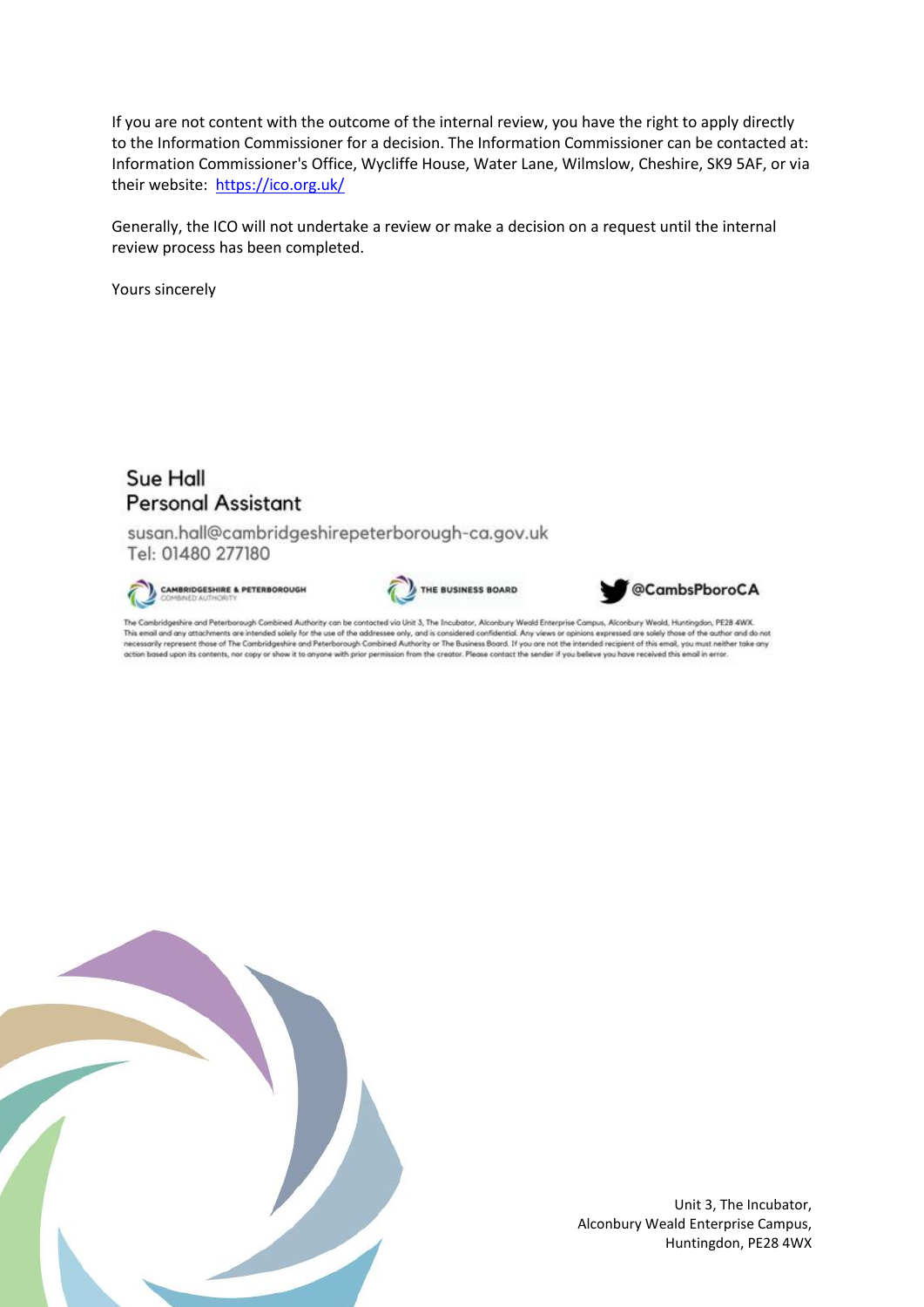If you are not content with the outcome of the internal review, you have the right to apply directly to the Information Commissioner for a decision. The Information Commissioner can be contacted at: Information Commissioner's Office, Wycliffe House, Water Lane, Wilmslow, Cheshire, SK9 5AF, or via their website: [https://ico.org.uk/](https://ico.org.uk/)

Generally, the ICO will not undertake a review or make a decision on a request until the internal review process has been completed.

Yours sincerely

**Sue Hall**
**Personal Assistant**

susan.hall@cambridgeshirepeterborough-ca.gov.uk
Tel: 01480 277180

CAMBRIDGESHIRE & PETERBOROUGH COMBINED AUTHORITY    THE BUSINESS BOARD    @CambsPboroCA

The Cambridgeshire and Peterborough Combined Authority can be contacted via Unit 3, The Incubator, Alconbury Weald Enterprise Campus, Alconbury Weald, Huntingdon, PE28 4WX. This email and any attachments are intended solely for the use of the addressee only, and is considered confidential. Any views or opinions expressed are solely those of the author and do not necessarily represent those of The Cambridgeshire and Peterborough Combined Authority or The Business Board. If you are not the intended recipient of this email, you must neither take any action based upon its contents, nor copy or show it to anyone with prior permission from the creator. Please contact the sender if you believe you have received this email in error.

Unit 3, The Incubator,
Alconbury Weald Enterprise Campus,
Huntingdon, PE28 4WX